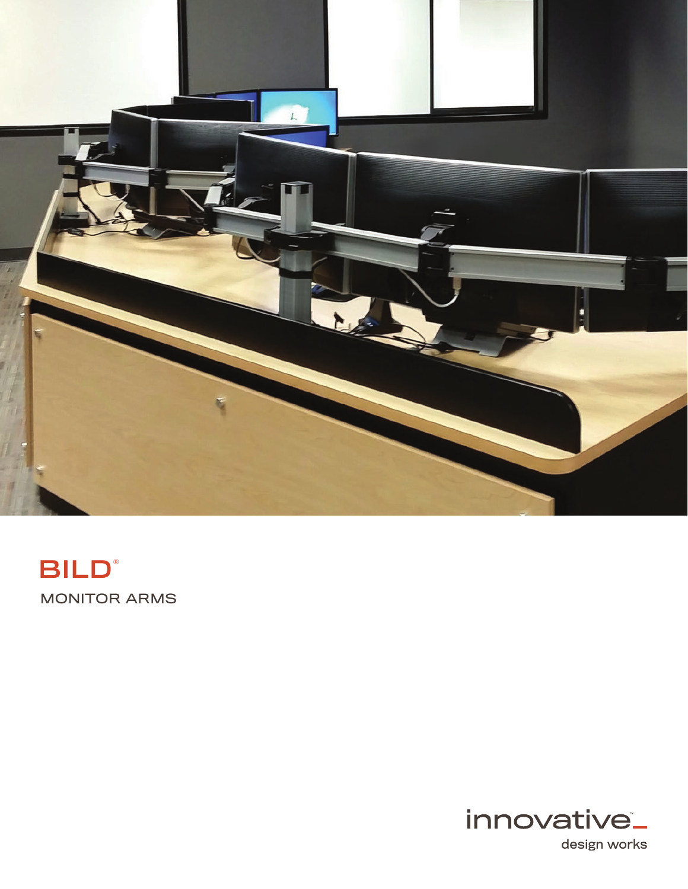# BILD®

MONITOR ARMS

innovative™ design works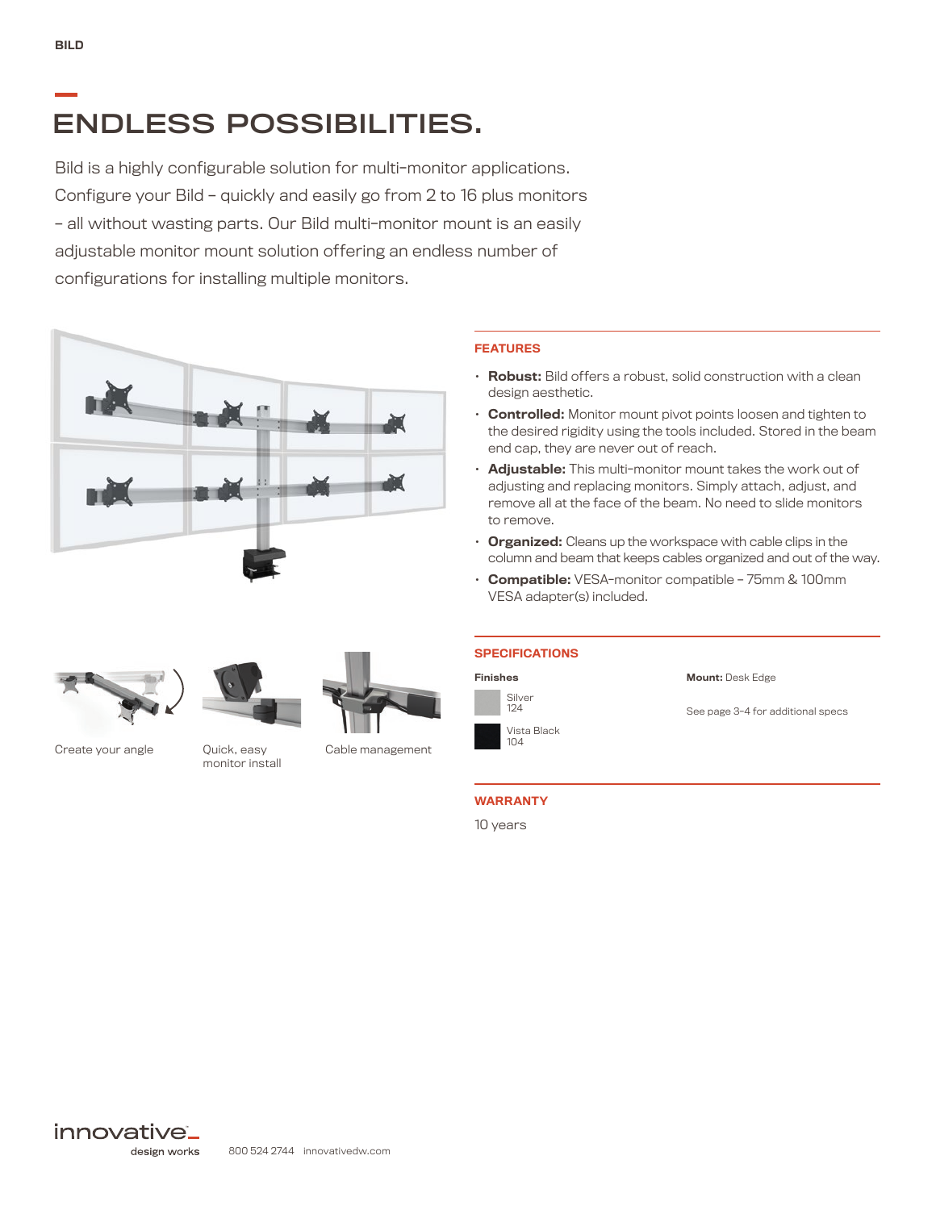# ENDLESS POSSIBILITIES.

Bild is a highly configurable solution for multi-monitor applications. Configure your Bild – quickly and easily go from 2 to 16 plus monitors – all without wasting parts. Our Bild multi-monitor mount is an easily adjustable monitor mount solution offering an endless number of configurations for installing multiple monitors.

Create your angle

Quick, easy monitor install

Cable management

## FEATURES

- **Robust:** Bild offers a robust, solid construction with a clean design aesthetic.
- **Controlled:** Monitor mount pivot points loosen and tighten to the desired rigidity using the tools included. Stored in the beam end cap, they are never out of reach.
- **Adjustable:** This multi-monitor mount takes the work out of adjusting and replacing monitors. Simply attach, adjust, and remove all at the face of the beam. No need to slide monitors to remove.
- **Organized:** Cleans up the workspace with cable clips in the column and beam that keeps cables organized and out of the way.
- **Compatible:** VESA-monitor compatible – 75mm & 100mm VESA adapter(s) included.

## SPECIFICATIONS

**Finishes**

Silver
124

Vista Black
104

**Mount:** Desk Edge

See page 3-4 for additional specs

## WARRANTY

10 years

innovative design works 800 524 2744 innovativedw.com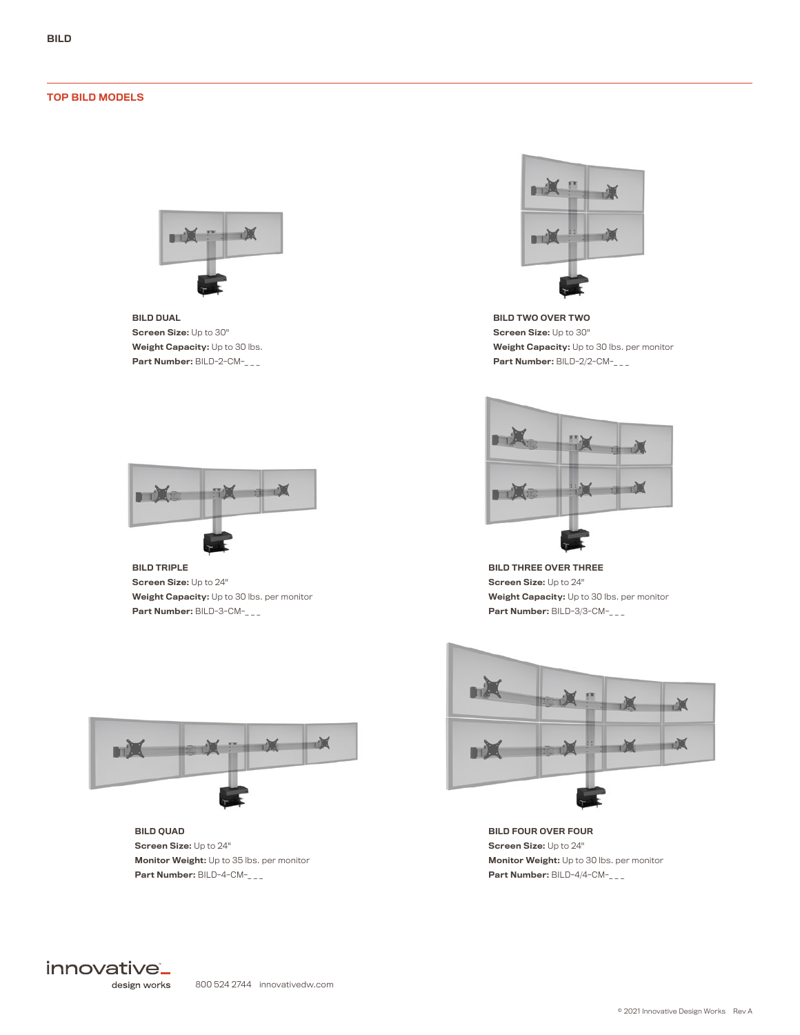## TOP BILD MODELS

**BILD DUAL**
**Screen Size:** Up to 30"
**Weight Capacity:** Up to 30 lbs.
**Part Number:** BILD-2-CM-_ _ _

**BILD TWO OVER TWO**
**Screen Size:** Up to 30"
**Weight Capacity:** Up to 30 lbs. per monitor
**Part Number:** BILD-2/2-CM-_ _ _

**BILD TRIPLE**
**Screen Size:** Up to 24"
**Weight Capacity:** Up to 30 lbs. per monitor
**Part Number:** BILD-3-CM-_ _ _

**BILD THREE OVER THREE**
**Screen Size:** Up to 24"
**Weight Capacity:** Up to 30 lbs. per monitor
**Part Number:** BILD-3/3-CM-_ _ _

**BILD QUAD**
**Screen Size:** Up to 24"
**Monitor Weight:** Up to 35 lbs. per monitor
**Part Number:** BILD-4-CM-_ _ _

**BILD FOUR OVER FOUR**
**Screen Size:** Up to 24"
**Monitor Weight:** Up to 30 lbs. per monitor
**Part Number:** BILD-4/4-CM-_ _ _

innovative design works 800 524 2744 innovativedw.com

© 2021 Innovative Design Works Rev A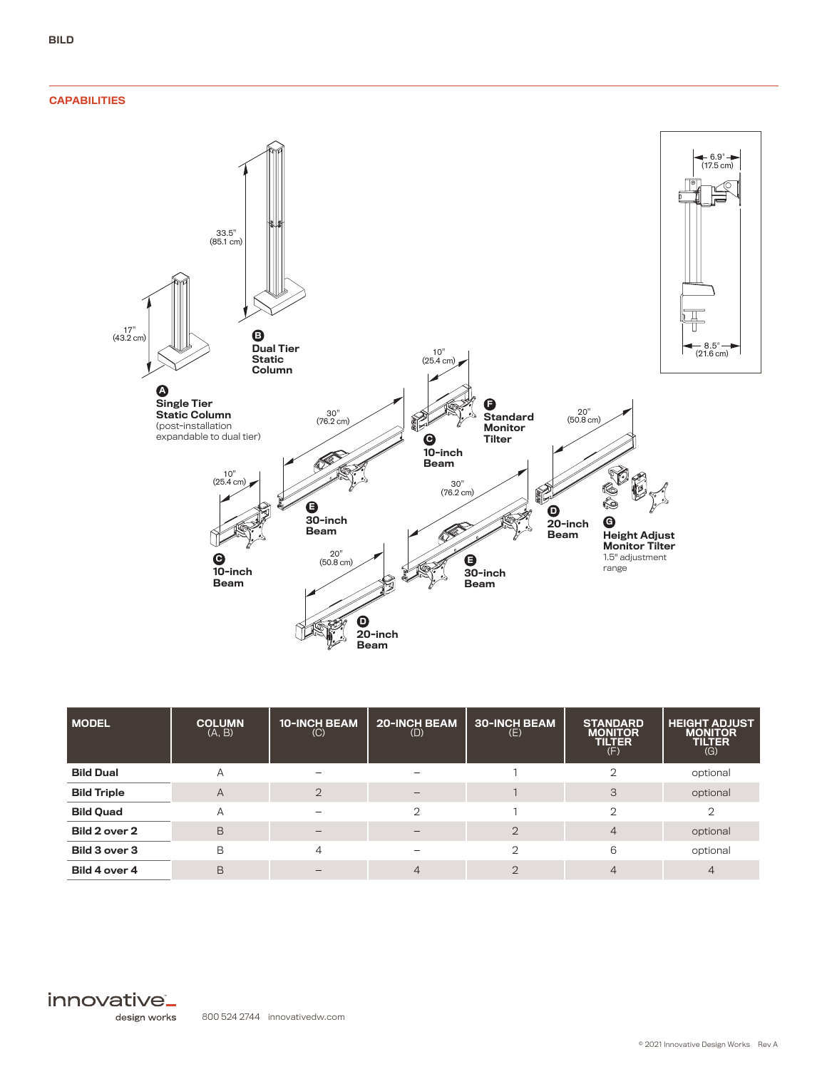## CAPABILITIES

17" (43.2 cm)

33.5" (85.1 cm)

**A** **Single Tier Static Column** (post-installation expandable to dual tier)

**B** **Dual Tier Static Column**

6.9" (17.5 cm)

8.5" (21.6 cm)

10" (25.4 cm)

30" (76.2 cm)

20" (50.8 cm)

**F** **Standard Monitor Tilter**

**C** **10-inch Beam**

**E** **30-inch Beam**

**D** **20-inch Beam**

**G** **Height Adjust Monitor Tilter** 1.5" adjustment range

| MODEL | COLUMN (A, B) | 10-INCH BEAM (C) | 20-INCH BEAM (D) | 30-INCH BEAM (E) | STANDARD MONITOR TILTER (F) | HEIGHT ADJUST MONITOR TILTER (G) |
|---|---|---|---|---|---|---|
| **Bild Dual** | A | – | – | 1 | 2 | optional |
| **Bild Triple** | A | 2 | – | 1 | 3 | optional |
| **Bild Quad** | A | – | 2 | 1 | 2 | 2 |
| **Bild 2 over 2** | B | – | – | 2 | 4 | optional |
| **Bild 3 over 3** | B | 4 | – | 2 | 6 | optional |
| **Bild 4 over 4** | B | – | 4 | 2 | 4 | 4 |

innovative design works 800 524 2744 innovativedw.com

© 2021 Innovative Design Works Rev A